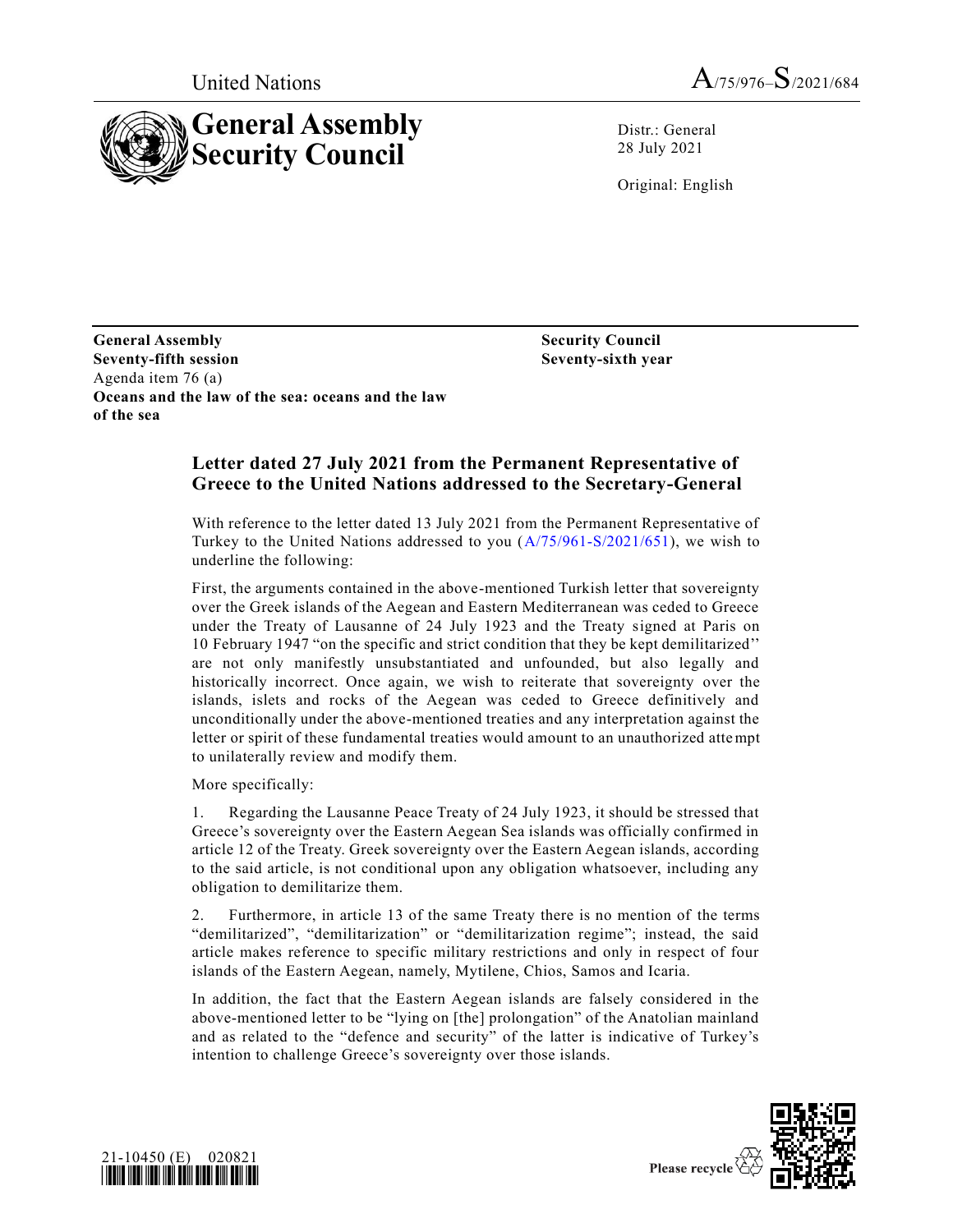United Nations A/75/976–S/2021/684

# General Assembly Security Council

Distr.: General
28 July 2021

Original: English

**General Assembly**
**Seventy-fifth session**
Agenda item 76 (a)
**Oceans and the law of the sea: oceans and the law of the sea**

**Security Council**
**Seventy-sixth year**

## Letter dated 27 July 2021 from the Permanent Representative of Greece to the United Nations addressed to the Secretary-General

With reference to the letter dated 13 July 2021 from the Permanent Representative of Turkey to the United Nations addressed to you (A/75/961-S/2021/651), we wish to underline the following:

First, the arguments contained in the above-mentioned Turkish letter that sovereignty over the Greek islands of the Aegean and Eastern Mediterranean was ceded to Greece under the Treaty of Lausanne of 24 July 1923 and the Treaty signed at Paris on 10 February 1947 "on the specific and strict condition that they be kept demilitarized" are not only manifestly unsubstantiated and unfounded, but also legally and historically incorrect. Once again, we wish to reiterate that sovereignty over the islands, islets and rocks of the Aegean was ceded to Greece definitively and unconditionally under the above-mentioned treaties and any interpretation against the letter or spirit of these fundamental treaties would amount to an unauthorized attempt to unilaterally review and modify them.

More specifically:

1. Regarding the Lausanne Peace Treaty of 24 July 1923, it should be stressed that Greece's sovereignty over the Eastern Aegean Sea islands was officially confirmed in article 12 of the Treaty. Greek sovereignty over the Eastern Aegean islands, according to the said article, is not conditional upon any obligation whatsoever, including any obligation to demilitarize them.

2. Furthermore, in article 13 of the same Treaty there is no mention of the terms "demilitarized", "demilitarization" or "demilitarization regime"; instead, the said article makes reference to specific military restrictions and only in respect of four islands of the Eastern Aegean, namely, Mytilene, Chios, Samos and Icaria.

In addition, the fact that the Eastern Aegean islands are falsely considered in the above-mentioned letter to be "lying on [the] prolongation" of the Anatolian mainland and as related to the "defence and security" of the latter is indicative of Turkey's intention to challenge Greece's sovereignty over those islands.

21-10450 (E) 020821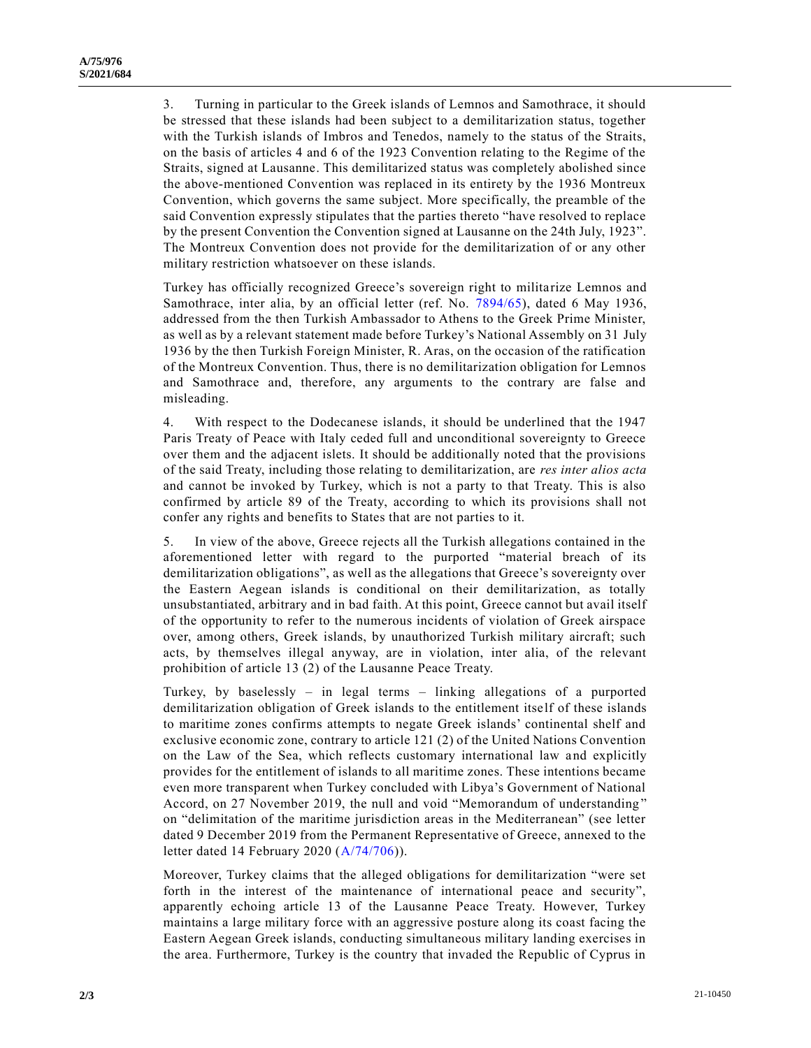3. Turning in particular to the Greek islands of Lemnos and Samothrace, it should be stressed that these islands had been subject to a demilitarization status, together with the Turkish islands of Imbros and Tenedos, namely to the status of the Straits, on the basis of articles 4 and 6 of the 1923 Convention relating to the Regime of the Straits, signed at Lausanne. This demilitarized status was completely abolished since the above-mentioned Convention was replaced in its entirety by the 1936 Montreux Convention, which governs the same subject. More specifically, the preamble of the said Convention expressly stipulates that the parties thereto "have resolved to replace by the present Convention the Convention signed at Lausanne on the 24th July, 1923". The Montreux Convention does not provide for the demilitarization of or any other military restriction whatsoever on these islands.

Turkey has officially recognized Greece's sovereign right to militarize Lemnos and Samothrace, inter alia, by an official letter (ref. No. 7894/65), dated 6 May 1936, addressed from the then Turkish Ambassador to Athens to the Greek Prime Minister, as well as by a relevant statement made before Turkey's National Assembly on 31 July 1936 by the then Turkish Foreign Minister, R. Aras, on the occasion of the ratification of the Montreux Convention. Thus, there is no demilitarization obligation for Lemnos and Samothrace and, therefore, any arguments to the contrary are false and misleading.

4. With respect to the Dodecanese islands, it should be underlined that the 1947 Paris Treaty of Peace with Italy ceded full and unconditional sovereignty to Greece over them and the adjacent islets. It should be additionally noted that the provisions of the said Treaty, including those relating to demilitarization, are *res inter alios acta* and cannot be invoked by Turkey, which is not a party to that Treaty. This is also confirmed by article 89 of the Treaty, according to which its provisions shall not confer any rights and benefits to States that are not parties to it.

5. In view of the above, Greece rejects all the Turkish allegations contained in the aforementioned letter with regard to the purported "material breach of its demilitarization obligations", as well as the allegations that Greece's sovereignty over the Eastern Aegean islands is conditional on their demilitarization, as totally unsubstantiated, arbitrary and in bad faith. At this point, Greece cannot but avail itself of the opportunity to refer to the numerous incidents of violation of Greek airspace over, among others, Greek islands, by unauthorized Turkish military aircraft; such acts, by themselves illegal anyway, are in violation, inter alia, of the relevant prohibition of article 13 (2) of the Lausanne Peace Treaty.

Turkey, by baselessly – in legal terms – linking allegations of a purported demilitarization obligation of Greek islands to the entitlement itself of these islands to maritime zones confirms attempts to negate Greek islands' continental shelf and exclusive economic zone, contrary to article 121 (2) of the United Nations Convention on the Law of the Sea, which reflects customary international law and explicitly provides for the entitlement of islands to all maritime zones. These intentions became even more transparent when Turkey concluded with Libya's Government of National Accord, on 27 November 2019, the null and void "Memorandum of understanding" on "delimitation of the maritime jurisdiction areas in the Mediterranean" (see letter dated 9 December 2019 from the Permanent Representative of Greece, annexed to the letter dated 14 February 2020 (A/74/706)).

Moreover, Turkey claims that the alleged obligations for demilitarization "were set forth in the interest of the maintenance of international peace and security", apparently echoing article 13 of the Lausanne Peace Treaty. However, Turkey maintains a large military force with an aggressive posture along its coast facing the Eastern Aegean Greek islands, conducting simultaneous military landing exercises in the area. Furthermore, Turkey is the country that invaded the Republic of Cyprus in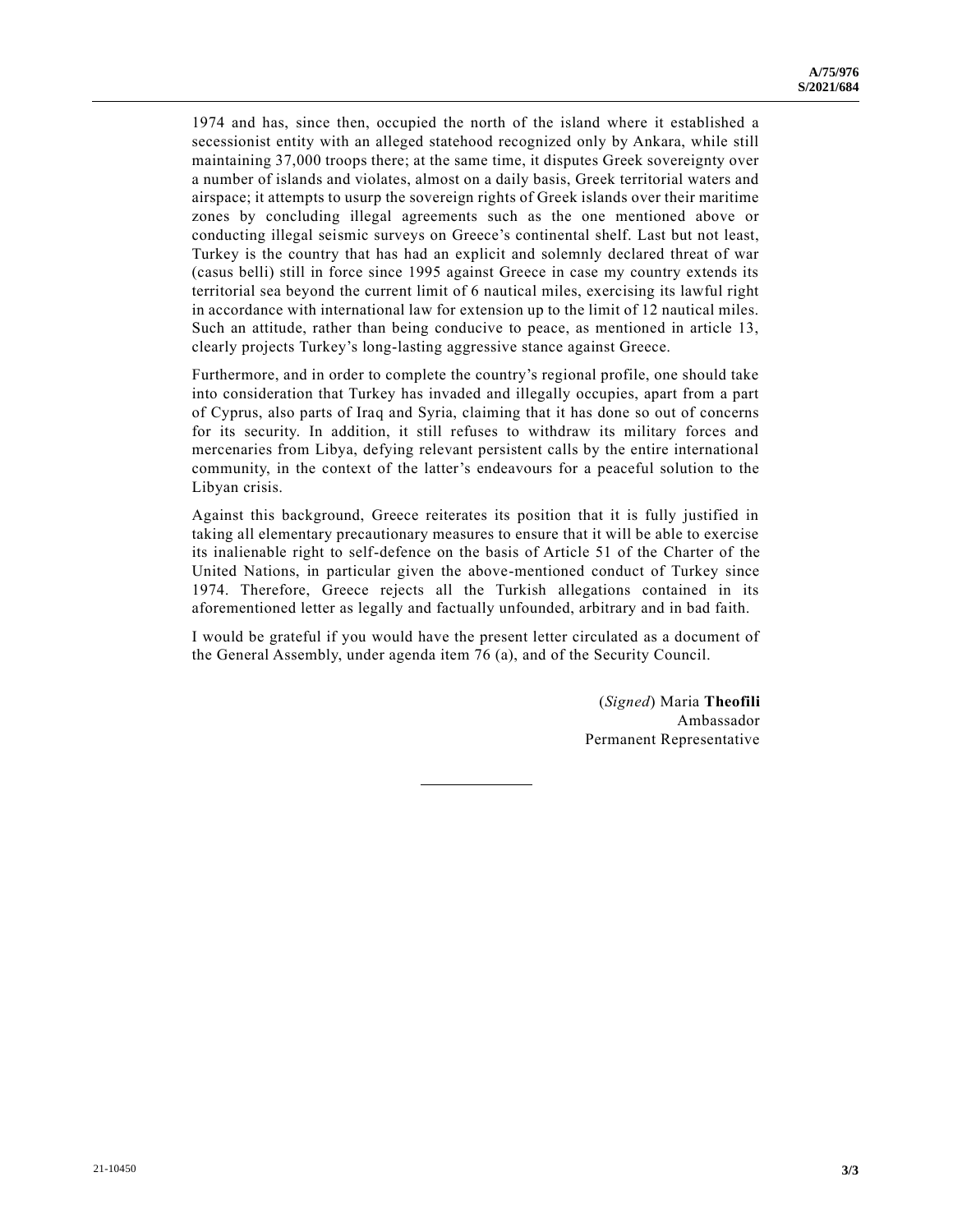1974 and has, since then, occupied the north of the island where it established a secessionist entity with an alleged statehood recognized only by Ankara, while still maintaining 37,000 troops there; at the same time, it disputes Greek sovereignty over a number of islands and violates, almost on a daily basis, Greek territorial waters and airspace; it attempts to usurp the sovereign rights of Greek islands over their maritime zones by concluding illegal agreements such as the one mentioned above or conducting illegal seismic surveys on Greece's continental shelf. Last but not least, Turkey is the country that has had an explicit and solemnly declared threat of war (casus belli) still in force since 1995 against Greece in case my country extends its territorial sea beyond the current limit of 6 nautical miles, exercising its lawful right in accordance with international law for extension up to the limit of 12 nautical miles. Such an attitude, rather than being conducive to peace, as mentioned in article 13, clearly projects Turkey's long-lasting aggressive stance against Greece.

Furthermore, and in order to complete the country's regional profile, one should take into consideration that Turkey has invaded and illegally occupies, apart from a part of Cyprus, also parts of Iraq and Syria, claiming that it has done so out of concerns for its security. In addition, it still refuses to withdraw its military forces and mercenaries from Libya, defying relevant persistent calls by the entire international community, in the context of the latter's endeavours for a peaceful solution to the Libyan crisis.

Against this background, Greece reiterates its position that it is fully justified in taking all elementary precautionary measures to ensure that it will be able to exercise its inalienable right to self-defence on the basis of Article 51 of the Charter of the United Nations, in particular given the above-mentioned conduct of Turkey since 1974. Therefore, Greece rejects all the Turkish allegations contained in its aforementioned letter as legally and factually unfounded, arbitrary and in bad faith.

I would be grateful if you would have the present letter circulated as a document of the General Assembly, under agenda item 76 (a), and of the Security Council.

(*Signed*) Maria **Theofili**
Ambassador
Permanent Representative